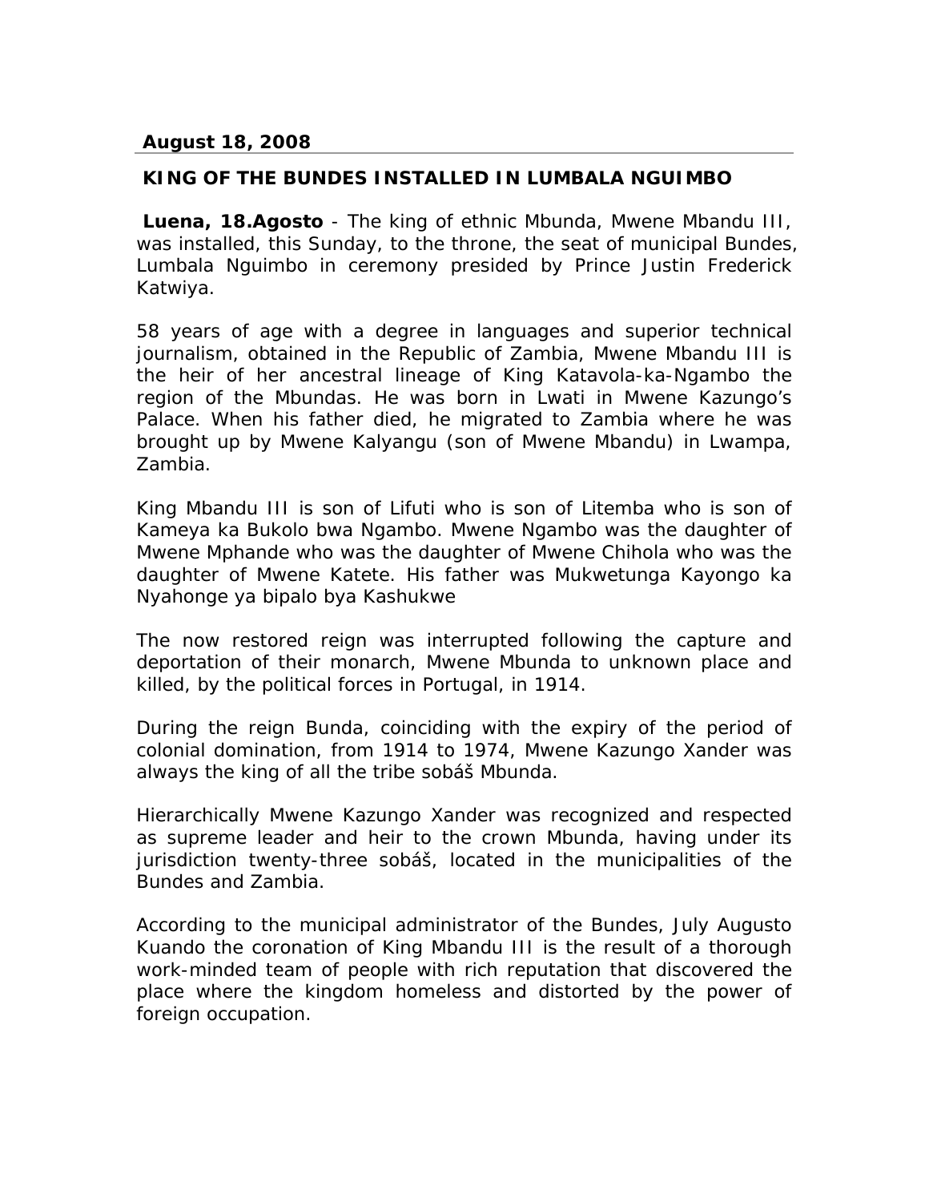**August 18, 2008**

## KING OF THE BUNDES INSTALLED IN LUMBALA NGUIMBO

**Luena, 18.Agosto** - The king of ethnic Mbunda, Mwene Mbandu III, was installed, this Sunday, to the throne, the seat of municipal Bundes, Lumbala Nguimbo in ceremony presided by Prince Justin Frederick Katwiya.

58 years of age with a degree in languages and superior technical journalism, obtained in the Republic of Zambia, Mwene Mbandu III is the heir of her ancestral lineage of King Katavola-ka-Ngambo the region of the Mbundas. He was born in Lwati in Mwene Kazungo's Palace. When his father died, he migrated to Zambia where he was brought up by Mwene Kalyangu (son of Mwene Mbandu) in Lwampa, Zambia.

King Mbandu III is son of Lifuti who is son of Litemba who is son of Kameya ka Bukolo bwa Ngambo. Mwene Ngambo was the daughter of Mwene Mphande who was the daughter of Mwene Chihola who was the daughter of Mwene Katete. His father was Mukwetunga Kayongo ka Nyahonge ya bipalo bya Kashukwe

The now restored reign was interrupted following the capture and deportation of their monarch, Mwene Mbunda to unknown place and killed, by the political forces in Portugal, in 1914.

During the reign Bunda, coinciding with the expiry of the period of colonial domination, from 1914 to 1974, Mwene Kazungo Xander was always the king of all the tribe sobáš Mbunda.

Hierarchically Mwene Kazungo Xander was recognized and respected as supreme leader and heir to the crown Mbunda, having under its jurisdiction twenty-three sobáš, located in the municipalities of the Bundes and Zambia.

According to the municipal administrator of the Bundes, July Augusto Kuando the coronation of King Mbandu III is the result of a thorough work-minded team of people with rich reputation that discovered the place where the kingdom homeless and distorted by the power of foreign occupation.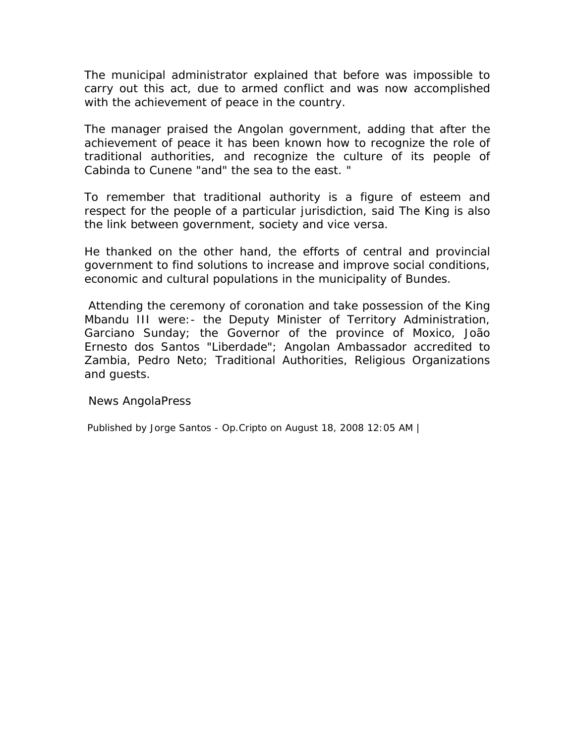The municipal administrator explained that before was impossible to carry out this act, due to armed conflict and was now accomplished with the achievement of peace in the country.

The manager praised the Angolan government, adding that after the achievement of peace it has been known how to recognize the role of traditional authorities, and recognize the culture of its people of Cabinda to Cunene "and" the sea to the east. "

To remember that traditional authority is a figure of esteem and respect for the people of a particular jurisdiction, said The King is also the link between government, society and vice versa.

He thanked on the other hand, the efforts of central and provincial government to find solutions to increase and improve social conditions, economic and cultural populations in the municipality of Bundes.

Attending the ceremony of coronation and take possession of the King Mbandu III were:- the Deputy Minister of Territory Administration, Garciano Sunday; the Governor of the province of Moxico, João Ernesto dos Santos "Liberdade"; Angolan Ambassador accredited to Zambia, Pedro Neto; Traditional Authorities, Religious Organizations and guests.

News AngolaPress

Published by Jorge Santos - Op.Cripto on August 18, 2008 12:05 AM |